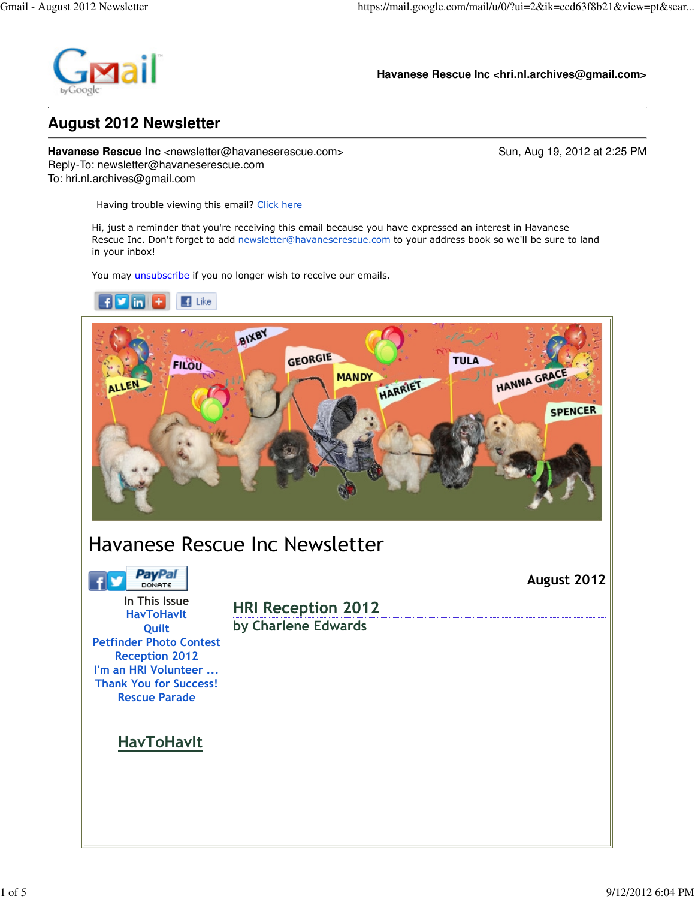Havanese Rescue Inc <hri.nl.archives@gmail.com>

# August 2012 Newsletter

**Havanese Rescue Inc** <newsletter@havaneserescue.com>
Reply-To: newsletter@havaneserescue.com
To: hri.nl.archives@gmail.com

Sun, Aug 19, 2012 at 2:25 PM

Having trouble viewing this email? Click here

Hi, just a reminder that you're receiving this email because you have expressed an interest in Havanese Rescue Inc. Don't forget to add newsletter@havaneserescue.com to your address book so we'll be sure to land in your inbox!

You may unsubscribe if you no longer wish to receive our emails.

ALLEN FILOU BIXBY GEORGIE MANDY HARRIET TULA HANNA GRACE SPENCER

# Havanese Rescue Inc Newsletter

**August 2012**

In This Issue
- HavToHavIt
- Quilt
- Petfinder Photo Contest
- Reception 2012
- I'm an HRI Volunteer ...
- Thank You for Success!
- Rescue Parade

## HRI Reception 2012
### by Charlene Edwards

## HavToHavIt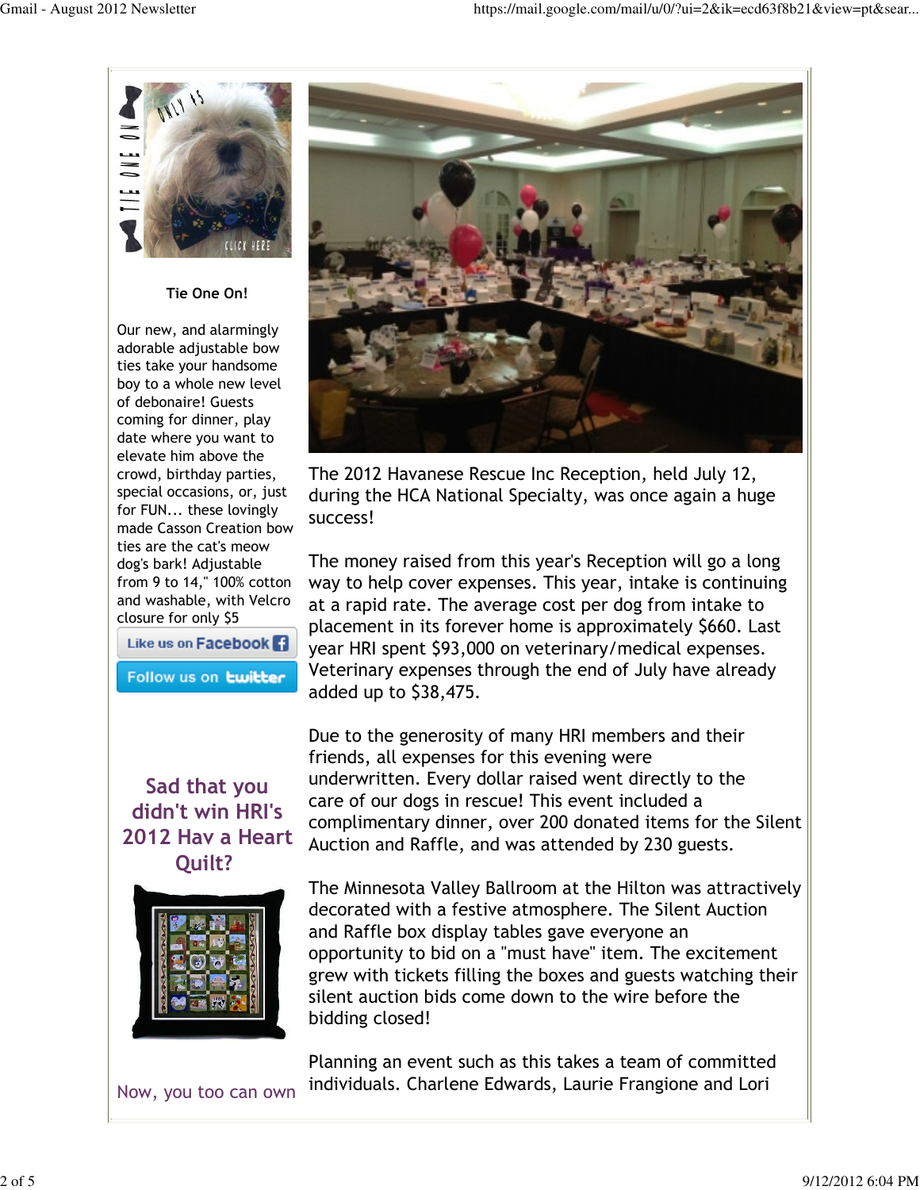## Tie One On!

Our new, and alarmingly adorable adjustable bow ties take your handsome boy to a whole new level of debonaire! Guests coming for dinner, play date where you want to elevate him above the crowd, birthday parties, special occasions, or, just for FUN... these lovingly made Casson Creation bow ties are the cat's meow dog's bark! Adjustable from 9 to 14," 100% cotton and washable, with Velcro closure for only $5

Like us on Facebook

Follow us on twitter

## Sad that you didn't win HRI's 2012 Hav a Heart Quilt?

Now, you too can own

The 2012 Havanese Rescue Inc Reception, held July 12, during the HCA National Specialty, was once again a huge success!

The money raised from this year's Reception will go a long way to help cover expenses. This year, intake is continuing at a rapid rate. The average cost per dog from intake to placement in its forever home is approximately $660. Last year HRI spent $93,000 on veterinary/medical expenses. Veterinary expenses through the end of July have already added up to $38,475.

Due to the generosity of many HRI members and their friends, all expenses for this evening were underwritten. Every dollar raised went directly to the care of our dogs in rescue! This event included a complimentary dinner, over 200 donated items for the Silent Auction and Raffle, and was attended by 230 guests.

The Minnesota Valley Ballroom at the Hilton was attractively decorated with a festive atmosphere. The Silent Auction and Raffle box display tables gave everyone an opportunity to bid on a "must have" item. The excitement grew with tickets filling the boxes and guests watching their silent auction bids come down to the wire before the bidding closed!

Planning an event such as this takes a team of committed individuals. Charlene Edwards, Laurie Frangione and Lori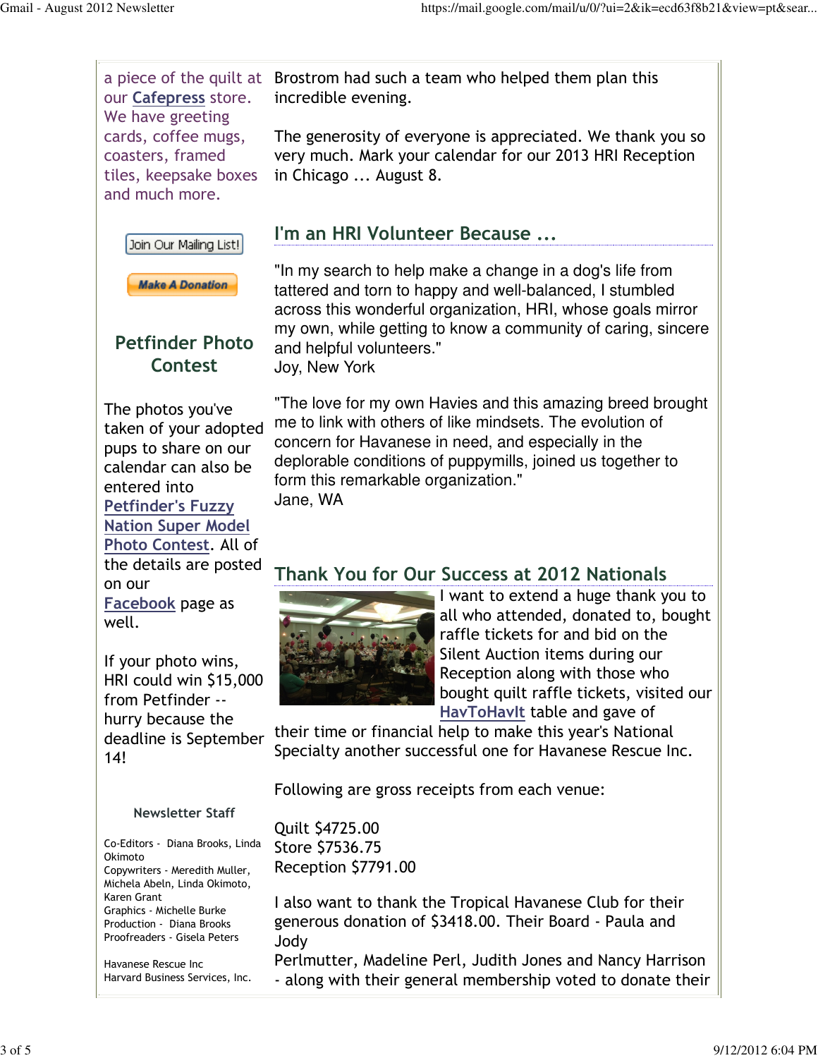a piece of the quilt at our [Cafepress](#) store. We have greeting cards, coffee mugs, coasters, framed tiles, keepsake boxes and much more.

Join Our Mailing List!

Make A Donation

## Petfinder Photo Contest

The photos you've taken of your adopted pups to share on our calendar can also be entered into [Petfinder's Fuzzy Nation Super Model Photo Contest](#). All of the details are posted on our [Facebook](#) page as well.

If your photo wins, HRI could win $15,000 from Petfinder -- hurry because the deadline is September 14!

### Newsletter Staff

Co-Editors - Diana Brooks, Linda Okimoto
Copywriters - Meredith Muller, Michela Abeln, Linda Okimoto, Karen Grant
Graphics - Michelle Burke
Production - Diana Brooks
Proofreaders - Gisela Peters

Havanese Rescue Inc
Harvard Business Services, Inc.

Brostrom had such a team who helped them plan this incredible evening.

The generosity of everyone is appreciated. We thank you so very much. Mark your calendar for our 2013 HRI Reception in Chicago ... August 8.

## I'm an HRI Volunteer Because ...

"In my search to help make a change in a dog's life from tattered and torn to happy and well-balanced, I stumbled across this wonderful organization, HRI, whose goals mirror my own, while getting to know a community of caring, sincere and helpful volunteers."
Joy, New York

"The love for my own Havies and this amazing breed brought me to link with others of like mindsets. The evolution of concern for Havanese in need, and especially in the deplorable conditions of puppymills, joined us together to form this remarkable organization."
Jane, WA

## Thank You for Our Success at 2012 Nationals

I want to extend a huge thank you to all who attended, donated to, bought raffle tickets for and bid on the Silent Auction items during our Reception along with those who bought quilt raffle tickets, visited our [HavToHavIt](#) table and gave of their time or financial help to make this year's National Specialty another successful one for Havanese Rescue Inc.

Following are gross receipts from each venue:

Quilt $4725.00
Store $7536.75
Reception $7791.00

I also want to thank the Tropical Havanese Club for their generous donation of $3418.00. Their Board - Paula and Jody
Perlmutter, Madeline Perl, Judith Jones and Nancy Harrison - along with their general membership voted to donate their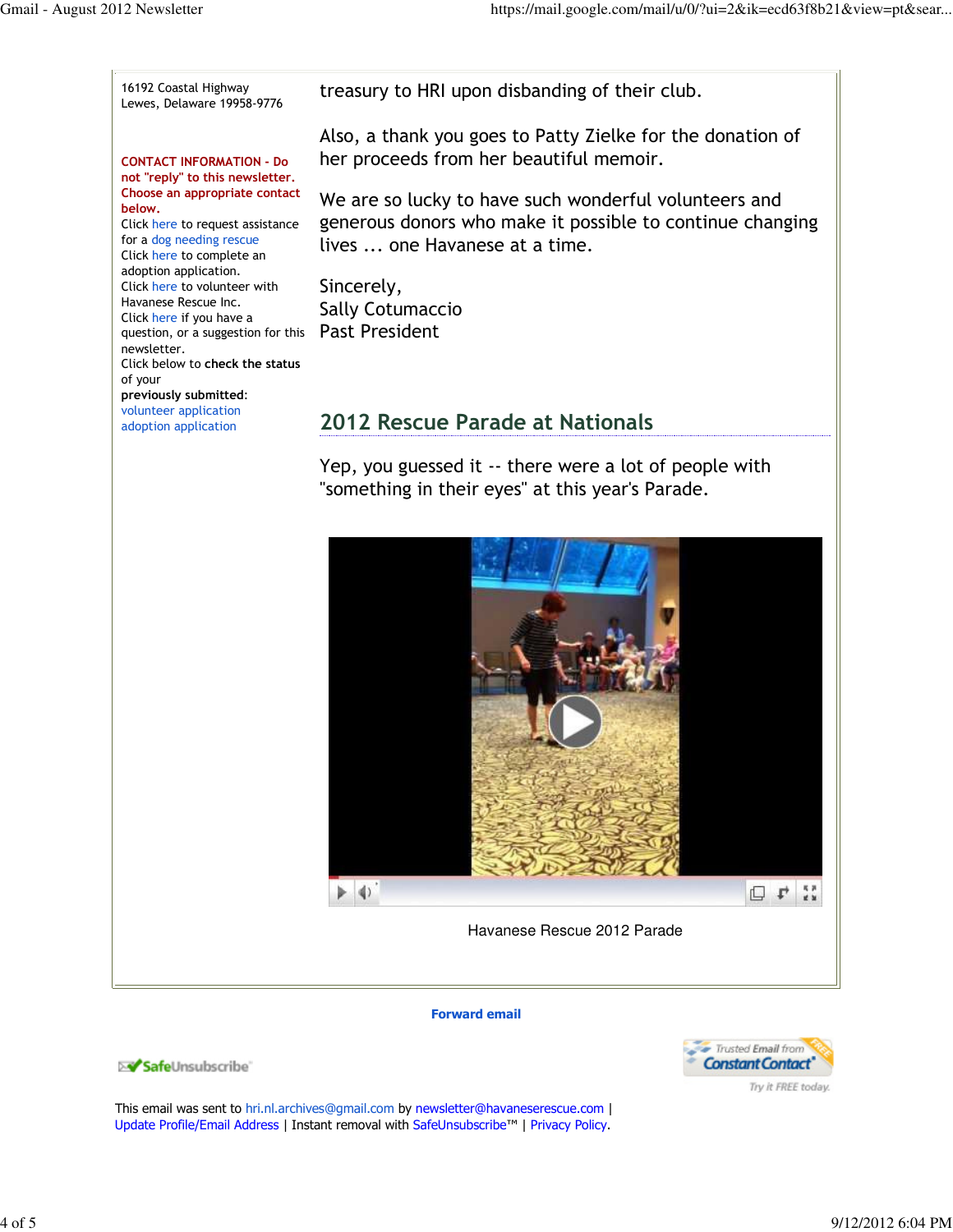16192 Coastal Highway
Lewes, Delaware 19958-9776

**CONTACT INFORMATION - Do not "reply" to this newsletter. Choose an appropriate contact below.**

Click here to request assistance for a dog needing rescue
Click here to complete an adoption application.
Click here to volunteer with Havanese Rescue Inc.
Click here if you have a question, or a suggestion for this newsletter.
Click below to **check the status** of your **previously submitted**:
volunteer application
adoption application

treasury to HRI upon disbanding of their club.

Also, a thank you goes to Patty Zielke for the donation of her proceeds from her beautiful memoir.

We are so lucky to have such wonderful volunteers and generous donors who make it possible to continue changing lives ... one Havanese at a time.

Sincerely,
Sally Cotumaccio
Past President

## 2012 Rescue Parade at Nationals

Yep, you guessed it -- there were a lot of people with "something in their eyes" at this year's Parade.

Havanese Rescue 2012 Parade

**Forward email**

SafeUnsubscribe

Trusted Email from Constant Contact
Try it FREE today.

This email was sent to hri.nl.archives@gmail.com by newsletter@havaneserescue.com | Update Profile/Email Address | Instant removal with SafeUnsubscribe™ | Privacy Policy.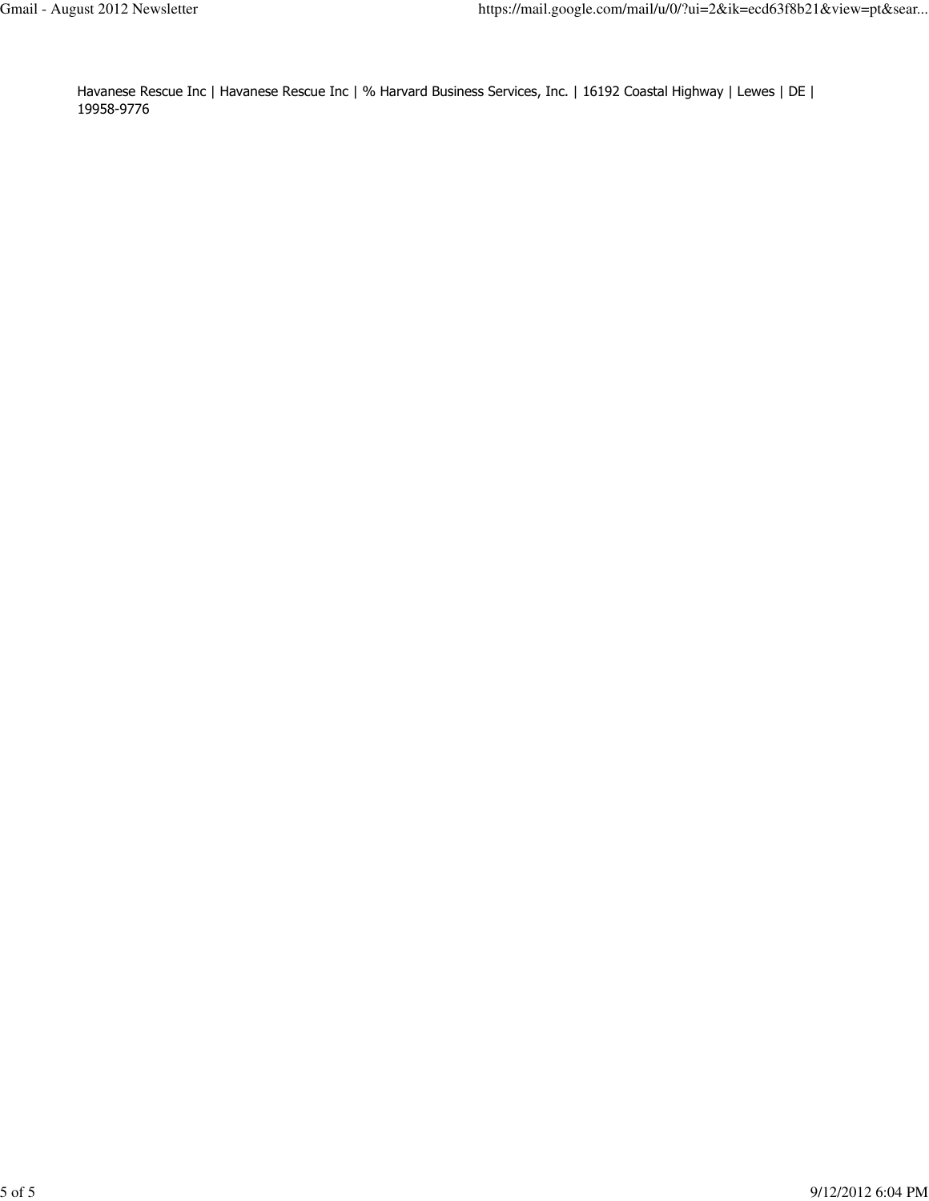Havanese Rescue Inc | Havanese Rescue Inc | % Harvard Business Services, Inc. | 16192 Coastal Highway | Lewes | DE | 19958-9776